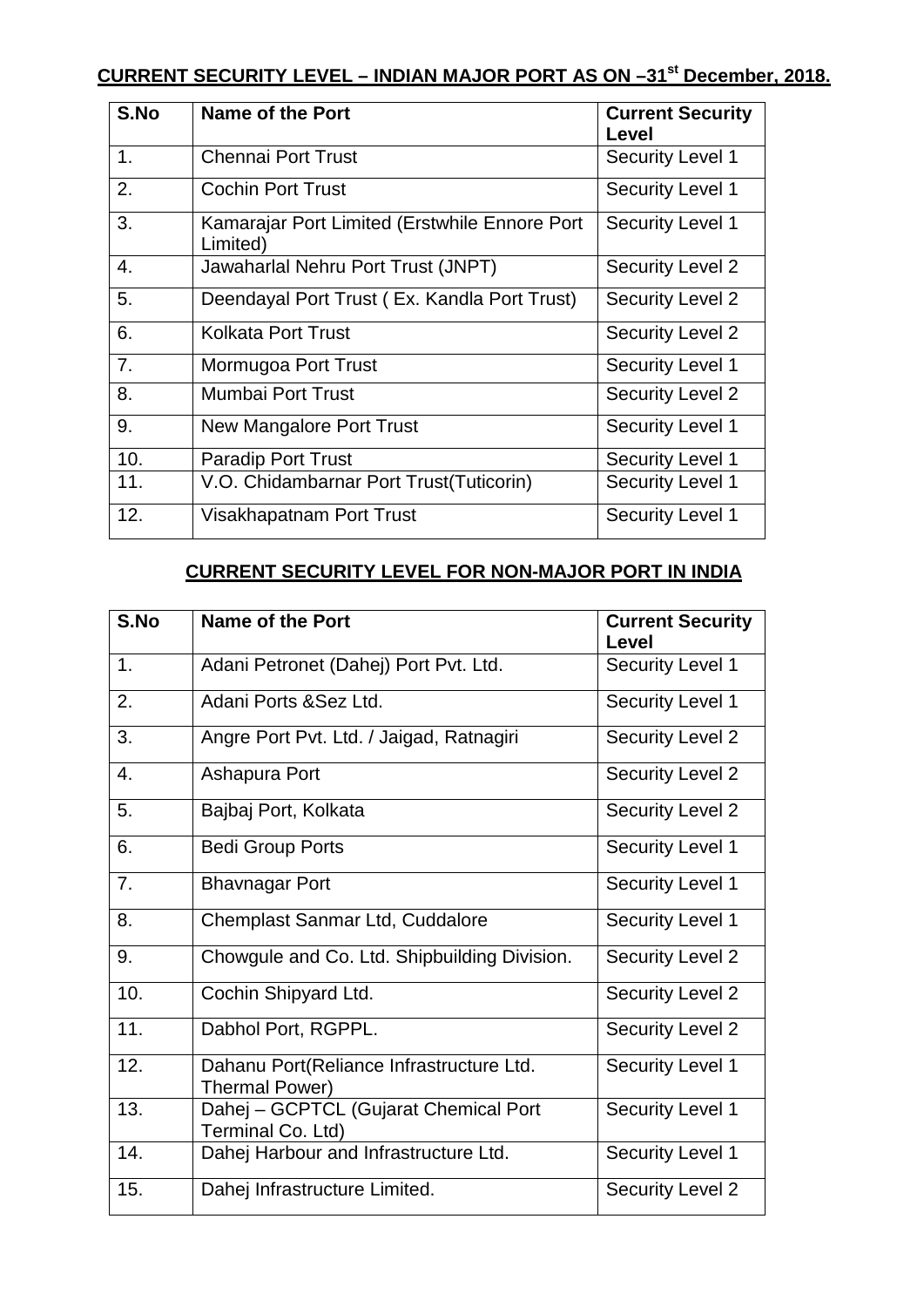## CURRENT SECURITY LEVEL – INDIAN MAJOR PORT AS ON –31st December, 2018.

| S.No | Name of the Port | Current Security Level |
|---|---|---|
| 1. | Chennai Port Trust | Security Level 1 |
| 2. | Cochin Port Trust | Security Level 1 |
| 3. | Kamarajar Port Limited (Erstwhile Ennore Port Limited) | Security Level 1 |
| 4. | Jawaharlal Nehru Port Trust (JNPT) | Security Level 2 |
| 5. | Deendayal Port Trust ( Ex. Kandla Port Trust) | Security Level 2 |
| 6. | Kolkata Port Trust | Security Level 2 |
| 7. | Mormugoa Port Trust | Security Level 1 |
| 8. | Mumbai Port Trust | Security Level 2 |
| 9. | New Mangalore Port Trust | Security Level 1 |
| 10. | Paradip Port Trust | Security Level 1 |
| 11. | V.O. Chidambarnar Port Trust(Tuticorin) | Security Level 1 |
| 12. | Visakhapatnam Port Trust | Security Level 1 |

## CURRENT SECURITY LEVEL FOR NON-MAJOR PORT IN INDIA

| S.No | Name of the Port | Current Security Level |
|---|---|---|
| 1. | Adani Petronet (Dahej) Port Pvt. Ltd. | Security Level 1 |
| 2. | Adani Ports &Sez Ltd. | Security Level 1 |
| 3. | Angre Port Pvt. Ltd. / Jaigad, Ratnagiri | Security Level 2 |
| 4. | Ashapura Port | Security Level 2 |
| 5. | Bajbaj Port, Kolkata | Security Level 2 |
| 6. | Bedi Group Ports | Security Level 1 |
| 7. | Bhavnagar Port | Security Level 1 |
| 8. | Chemplast Sanmar Ltd, Cuddalore | Security Level 1 |
| 9. | Chowgule and Co. Ltd. Shipbuilding Division. | Security Level 2 |
| 10. | Cochin Shipyard Ltd. | Security Level 2 |
| 11. | Dabhol Port, RGPPL. | Security Level 2 |
| 12. | Dahanu Port(Reliance Infrastructure Ltd. Thermal Power) | Security Level 1 |
| 13. | Dahej – GCPTCL (Gujarat Chemical Port Terminal Co. Ltd) | Security Level 1 |
| 14. | Dahej Harbour and Infrastructure Ltd. | Security Level 1 |
| 15. | Dahej Infrastructure Limited. | Security Level 2 |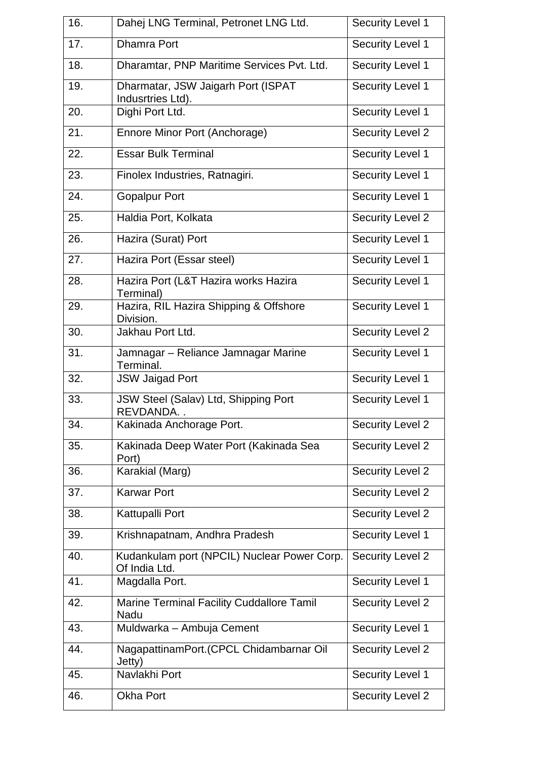| | | |
|---|---|---|
| 16. | Dahej LNG Terminal, Petronet LNG Ltd. | Security Level 1 |
| 17. | Dhamra Port | Security Level 1 |
| 18. | Dharamtar, PNP Maritime Services Pvt. Ltd. | Security Level 1 |
| 19. | Dharmatar, JSW Jaigarh Port (ISPAT Indusrtries Ltd). | Security Level 1 |
| 20. | Dighi Port Ltd. | Security Level 1 |
| 21. | Ennore Minor Port (Anchorage) | Security Level 2 |
| 22. | Essar Bulk Terminal | Security Level 1 |
| 23. | Finolex Industries, Ratnagiri. | Security Level 1 |
| 24. | Gopalpur Port | Security Level 1 |
| 25. | Haldia Port, Kolkata | Security Level 2 |
| 26. | Hazira (Surat) Port | Security Level 1 |
| 27. | Hazira Port (Essar steel) | Security Level 1 |
| 28. | Hazira Port (L&T Hazira works Hazira Terminal) | Security Level 1 |
| 29. | Hazira, RIL Hazira Shipping & Offshore Division. | Security Level 1 |
| 30. | Jakhau Port Ltd. | Security Level 2 |
| 31. | Jamnagar – Reliance Jamnagar Marine Terminal. | Security Level 1 |
| 32. | JSW Jaigad Port | Security Level 1 |
| 33. | JSW Steel (Salav) Ltd, Shipping Port REVDANDA. . | Security Level 1 |
| 34. | Kakinada Anchorage Port. | Security Level 2 |
| 35. | Kakinada Deep Water Port (Kakinada Sea Port) | Security Level 2 |
| 36. | Karakial (Marg) | Security Level 2 |
| 37. | Karwar Port | Security Level 2 |
| 38. | Kattupalli Port | Security Level 2 |
| 39. | Krishnapatnam, Andhra Pradesh | Security Level 1 |
| 40. | Kudankulam port (NPCIL) Nuclear Power Corp. Of India Ltd. | Security Level 2 |
| 41. | Magdalla Port. | Security Level 1 |
| 42. | Marine Terminal Facility Cuddallore Tamil Nadu | Security Level 2 |
| 43. | Muldwarka – Ambuja Cement | Security Level 1 |
| 44. | NagapattinamPort.(CPCL Chidambarnar Oil Jetty) | Security Level 2 |
| 45. | Navlakhi Port | Security Level 1 |
| 46. | Okha Port | Security Level 2 |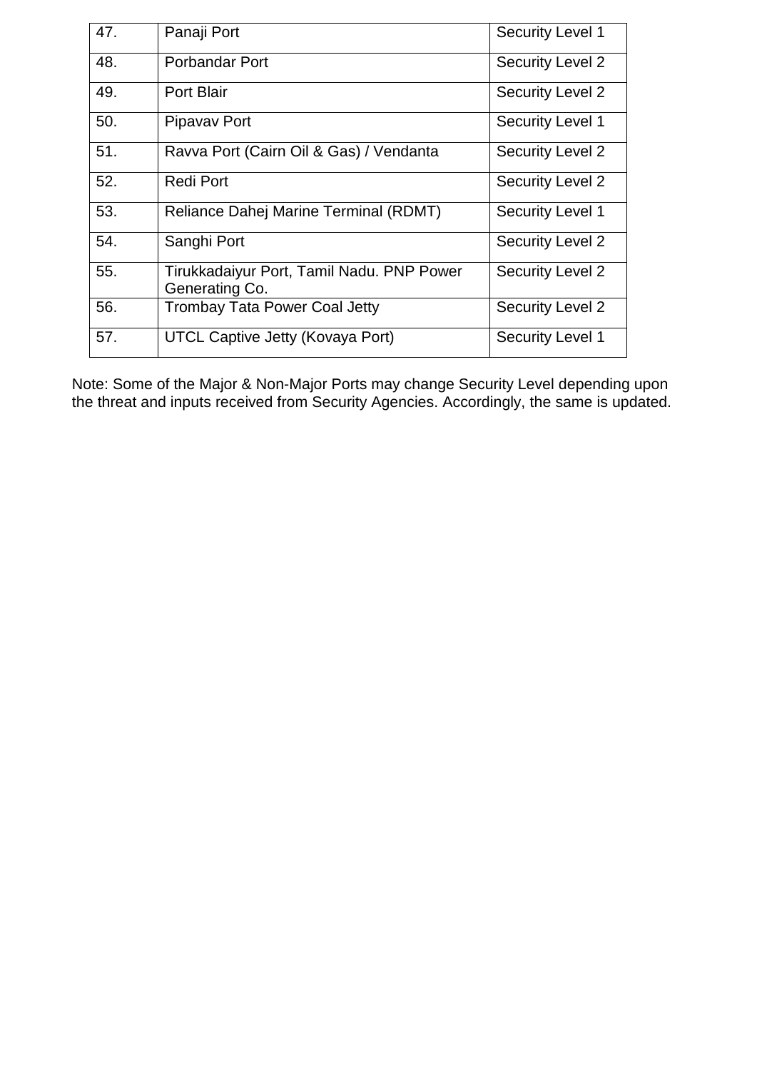| | | |
|---|---|---|
| 47. | Panaji Port | Security Level 1 |
| 48. | Porbandar Port | Security Level 2 |
| 49. | Port Blair | Security Level 2 |
| 50. | Pipavav Port | Security Level 1 |
| 51. | Ravva Port (Cairn Oil & Gas) / Vendanta | Security Level 2 |
| 52. | Redi Port | Security Level 2 |
| 53. | Reliance Dahej Marine Terminal (RDMT) | Security Level 1 |
| 54. | Sanghi Port | Security Level 2 |
| 55. | Tirukkadaiyur Port, Tamil Nadu. PNP Power Generating Co. | Security Level 2 |
| 56. | Trombay Tata Power Coal Jetty | Security Level 2 |
| 57. | UTCL Captive Jetty (Kovaya Port) | Security Level 1 |

Note: Some of the Major & Non-Major Ports may change Security Level depending upon the threat and inputs received from Security Agencies. Accordingly, the same is updated.